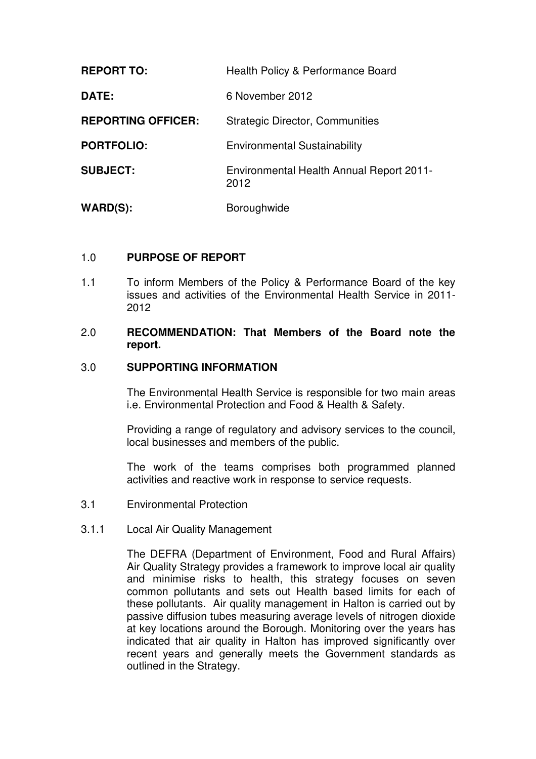| | |
|---|---|
| **REPORT TO:** | Health Policy & Performance Board |
| **DATE:** | 6 November 2012 |
| **REPORTING OFFICER:** | Strategic Director, Communities |
| **PORTFOLIO:** | Environmental Sustainability |
| **SUBJECT:** | Environmental Health Annual Report 2011-2012 |
| **WARD(S):** | Boroughwide |

## 1.0 PURPOSE OF REPORT

1.1 To inform Members of the Policy & Performance Board of the key issues and activities of the Environmental Health Service in 2011-2012

## 2.0 RECOMMENDATION: That Members of the Board note the report.

## 3.0 SUPPORTING INFORMATION

The Environmental Health Service is responsible for two main areas i.e. Environmental Protection and Food & Health & Safety.

Providing a range of regulatory and advisory services to the council, local businesses and members of the public.

The work of the teams comprises both programmed planned activities and reactive work in response to service requests.

3.1 Environmental Protection

3.1.1 Local Air Quality Management

The DEFRA (Department of Environment, Food and Rural Affairs) Air Quality Strategy provides a framework to improve local air quality and minimise risks to health, this strategy focuses on seven common pollutants and sets out Health based limits for each of these pollutants. Air quality management in Halton is carried out by passive diffusion tubes measuring average levels of nitrogen dioxide at key locations around the Borough. Monitoring over the years has indicated that air quality in Halton has improved significantly over recent years and generally meets the Government standards as outlined in the Strategy.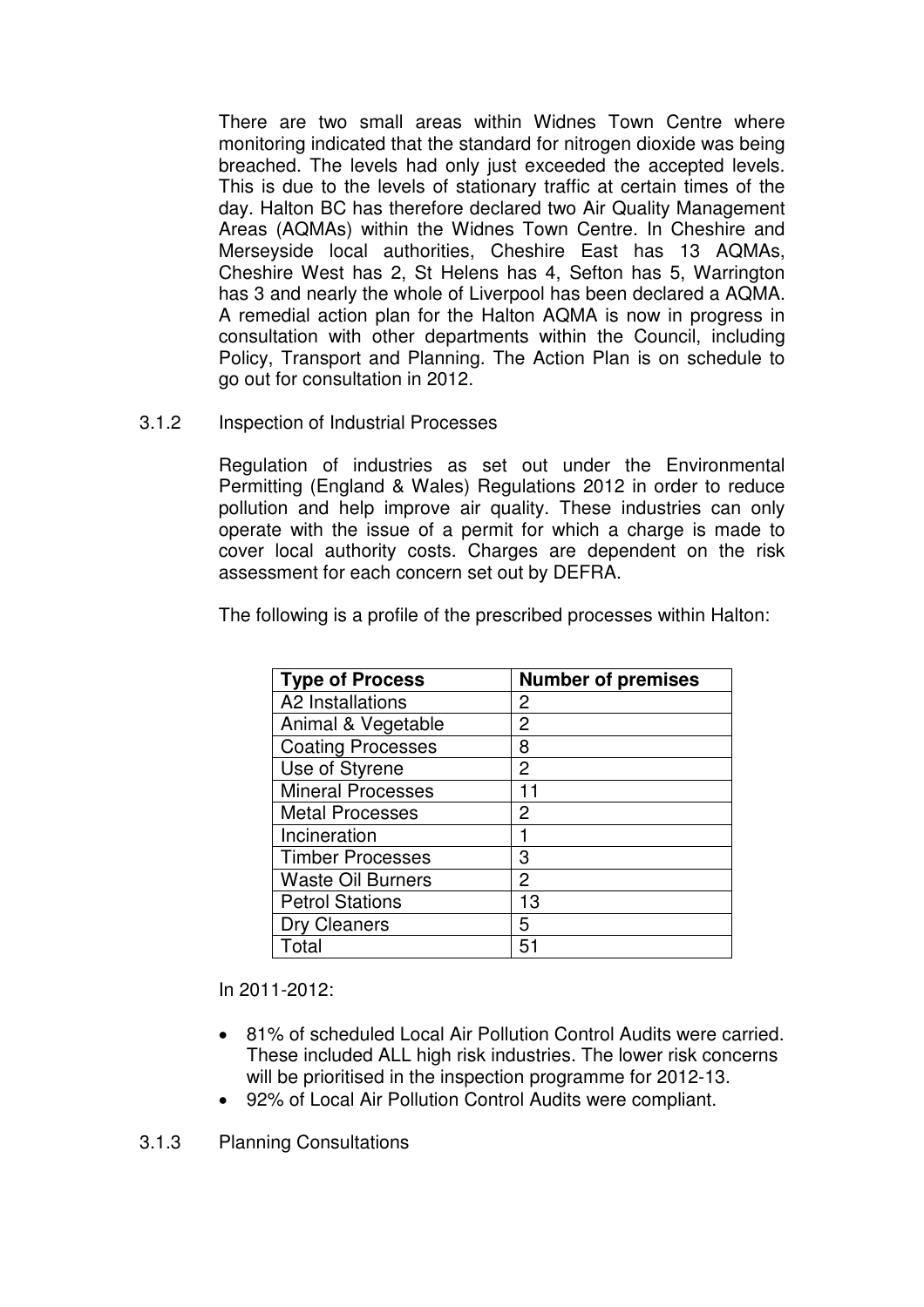There are two small areas within Widnes Town Centre where monitoring indicated that the standard for nitrogen dioxide was being breached. The levels had only just exceeded the accepted levels. This is due to the levels of stationary traffic at certain times of the day. Halton BC has therefore declared two Air Quality Management Areas (AQMAs) within the Widnes Town Centre. In Cheshire and Merseyside local authorities, Cheshire East has 13 AQMAs, Cheshire West has 2, St Helens has 4, Sefton has 5, Warrington has 3 and nearly the whole of Liverpool has been declared a AQMA. A remedial action plan for the Halton AQMA is now in progress in consultation with other departments within the Council, including Policy, Transport and Planning. The Action Plan is on schedule to go out for consultation in 2012.

3.1.2 Inspection of Industrial Processes

Regulation of industries as set out under the Environmental Permitting (England & Wales) Regulations 2012 in order to reduce pollution and help improve air quality. These industries can only operate with the issue of a permit for which a charge is made to cover local authority costs. Charges are dependent on the risk assessment for each concern set out by DEFRA.

The following is a profile of the prescribed processes within Halton:

| Type of Process | Number of premises |
|---|---|
| A2 Installations | 2 |
| Animal & Vegetable | 2 |
| Coating Processes | 8 |
| Use of Styrene | 2 |
| Mineral Processes | 11 |
| Metal Processes | 2 |
| Incineration | 1 |
| Timber Processes | 3 |
| Waste Oil Burners | 2 |
| Petrol Stations | 13 |
| Dry Cleaners | 5 |
| Total | 51 |

In 2011-2012:

- 81% of scheduled Local Air Pollution Control Audits were carried. These included ALL high risk industries. The lower risk concerns will be prioritised in the inspection programme for 2012-13.
- 92% of Local Air Pollution Control Audits were compliant.

3.1.3 Planning Consultations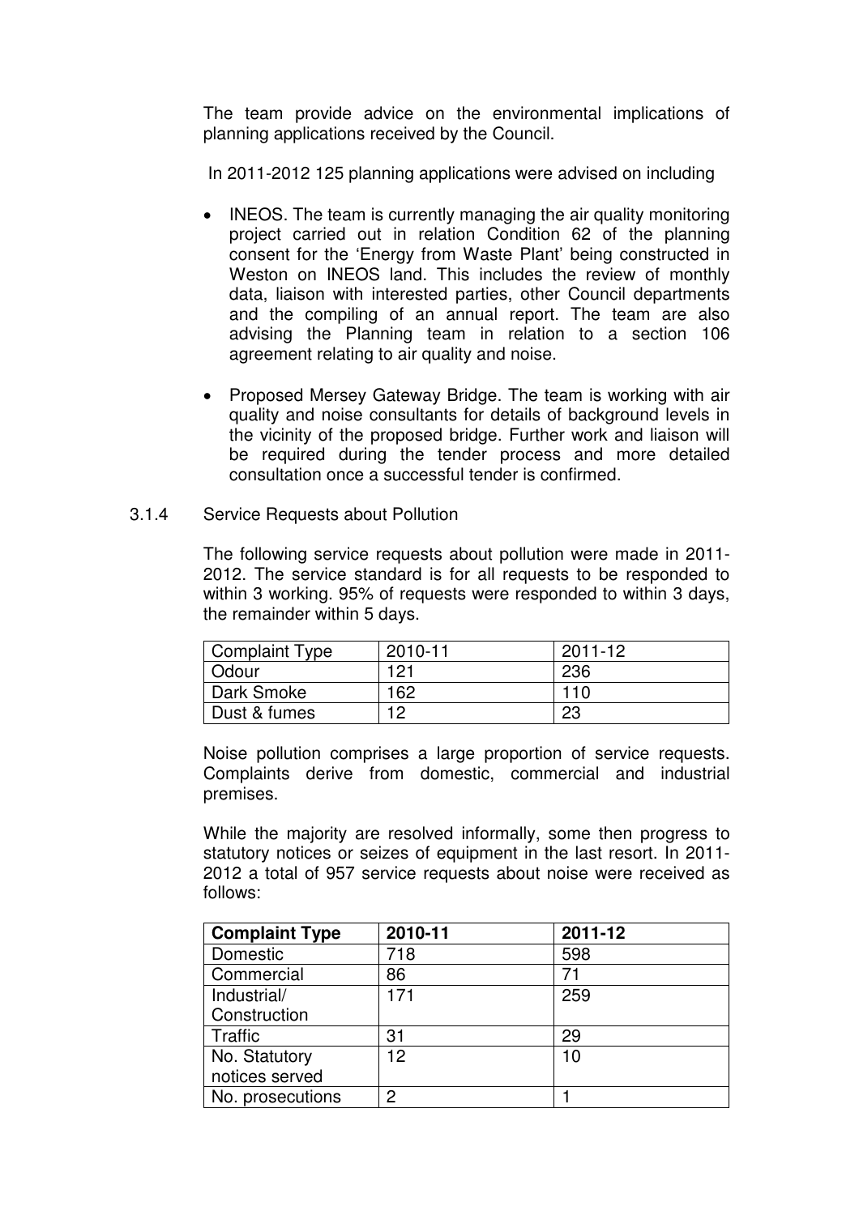The team provide advice on the environmental implications of planning applications received by the Council.

In 2011-2012 125 planning applications were advised on including

- INEOS. The team is currently managing the air quality monitoring project carried out in relation Condition 62 of the planning consent for the 'Energy from Waste Plant' being constructed in Weston on INEOS land. This includes the review of monthly data, liaison with interested parties, other Council departments and the compiling of an annual report. The team are also advising the Planning team in relation to a section 106 agreement relating to air quality and noise.

- Proposed Mersey Gateway Bridge. The team is working with air quality and noise consultants for details of background levels in the vicinity of the proposed bridge. Further work and liaison will be required during the tender process and more detailed consultation once a successful tender is confirmed.

### 3.1.4 Service Requests about Pollution

The following service requests about pollution were made in 2011-2012. The service standard is for all requests to be responded to within 3 working. 95% of requests were responded to within 3 days, the remainder within 5 days.

| Complaint Type | 2010-11 | 2011-12 |
|---|---|---|
| Odour | 121 | 236 |
| Dark Smoke | 162 | 110 |
| Dust & fumes | 12 | 23 |

Noise pollution comprises a large proportion of service requests. Complaints derive from domestic, commercial and industrial premises.

While the majority are resolved informally, some then progress to statutory notices or seizes of equipment in the last resort. In 2011-2012 a total of 957 service requests about noise were received as follows:

| **Complaint Type** | **2010-11** | **2011-12** |
|---|---|---|
| Domestic | 718 | 598 |
| Commercial | 86 | 71 |
| Industrial/ Construction | 171 | 259 |
| Traffic | 31 | 29 |
| No. Statutory notices served | 12 | 10 |
| No. prosecutions | 2 | 1 |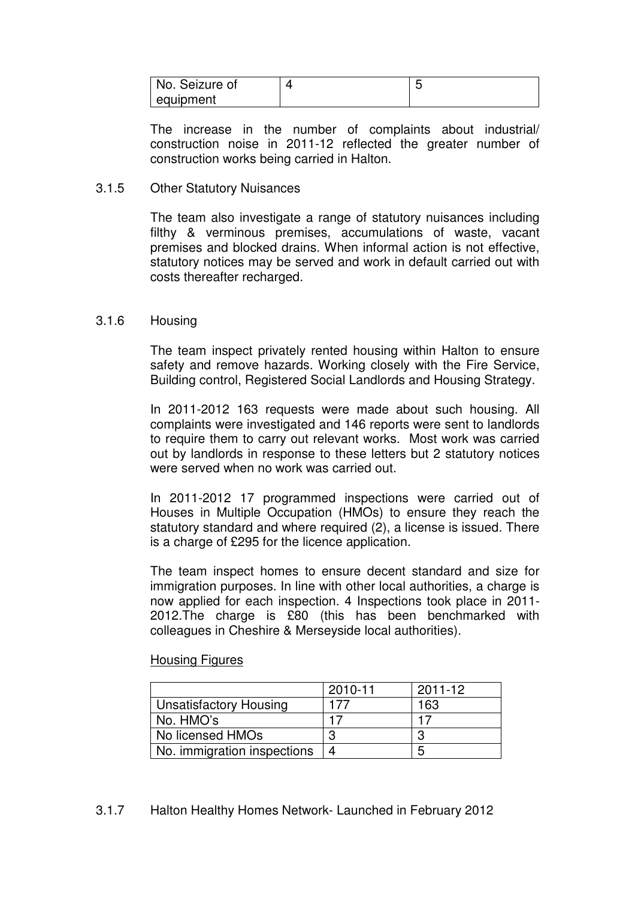| No. Seizure of equipment | 4 | 5 |
|---|---|---|

The increase in the number of complaints about industrial/ construction noise in 2011-12 reflected the greater number of construction works being carried in Halton.

### 3.1.5 Other Statutory Nuisances

The team also investigate a range of statutory nuisances including filthy & verminous premises, accumulations of waste, vacant premises and blocked drains. When informal action is not effective, statutory notices may be served and work in default carried out with costs thereafter recharged.

### 3.1.6 Housing

The team inspect privately rented housing within Halton to ensure safety and remove hazards. Working closely with the Fire Service, Building control, Registered Social Landlords and Housing Strategy.

In 2011-2012 163 requests were made about such housing. All complaints were investigated and 146 reports were sent to landlords to require them to carry out relevant works. Most work was carried out by landlords in response to these letters but 2 statutory notices were served when no work was carried out.

In 2011-2012 17 programmed inspections were carried out of Houses in Multiple Occupation (HMOs) to ensure they reach the statutory standard and where required (2), a license is issued. There is a charge of £295 for the licence application.

The team inspect homes to ensure decent standard and size for immigration purposes. In line with other local authorities, a charge is now applied for each inspection. 4 Inspections took place in 2011-2012.The charge is £80 (this has been benchmarked with colleagues in Cheshire & Merseyside local authorities).

<u>Housing Figures</u>

| | 2010-11 | 2011-12 |
|---|---|---|
| Unsatisfactory Housing | 177 | 163 |
| No. HMO's | 17 | 17 |
| No licensed HMOs | 3 | 3 |
| No. immigration inspections | 4 | 5 |

### 3.1.7 Halton Healthy Homes Network- Launched in February 2012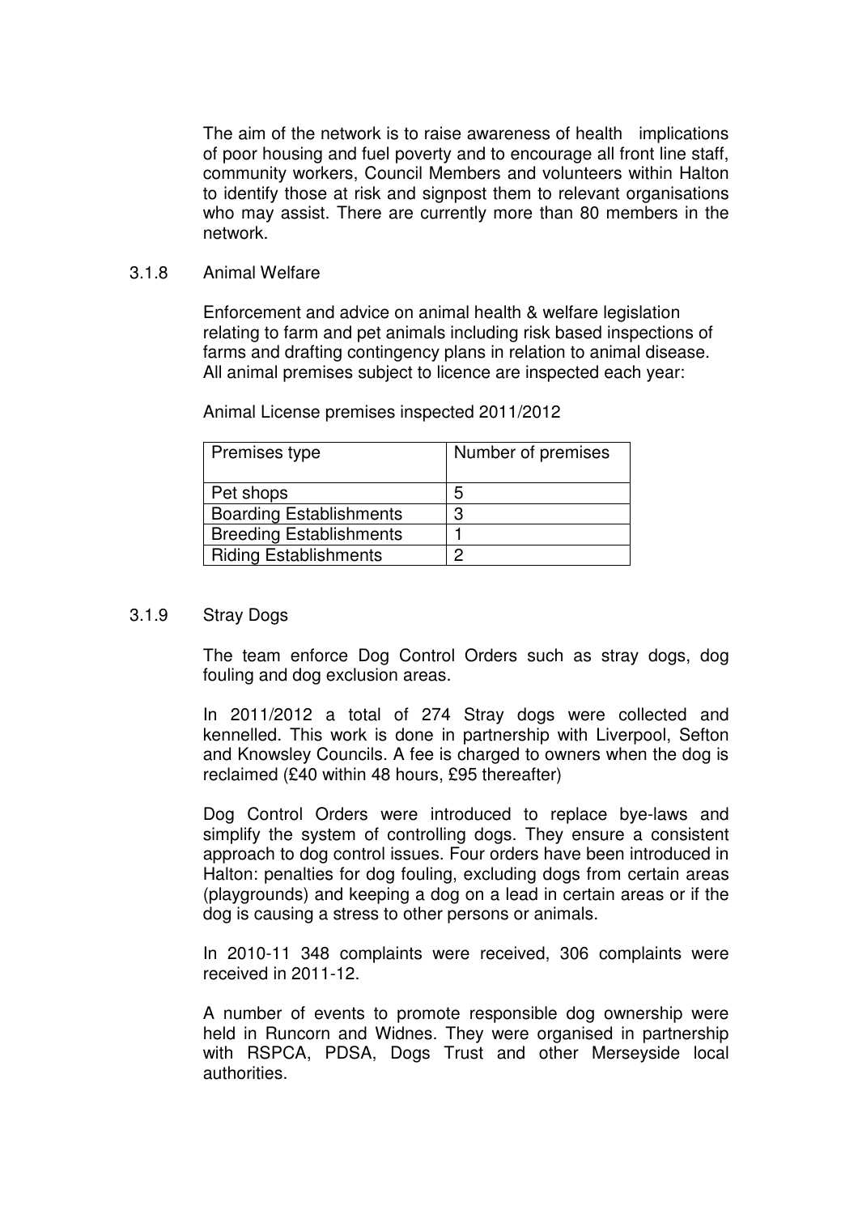The aim of the network is to raise awareness of health implications of poor housing and fuel poverty and to encourage all front line staff, community workers, Council Members and volunteers within Halton to identify those at risk and signpost them to relevant organisations who may assist. There are currently more than 80 members in the network.

### 3.1.8 Animal Welfare

Enforcement and advice on animal health & welfare legislation relating to farm and pet animals including risk based inspections of farms and drafting contingency plans in relation to animal disease. All animal premises subject to licence are inspected each year:

Animal License premises inspected 2011/2012

| Premises type | Number of premises |
|---|---|
| Pet shops | 5 |
| Boarding Establishments | 3 |
| Breeding Establishments | 1 |
| Riding Establishments | 2 |

### 3.1.9 Stray Dogs

The team enforce Dog Control Orders such as stray dogs, dog fouling and dog exclusion areas.

In 2011/2012 a total of 274 Stray dogs were collected and kennelled. This work is done in partnership with Liverpool, Sefton and Knowsley Councils. A fee is charged to owners when the dog is reclaimed (£40 within 48 hours, £95 thereafter)

Dog Control Orders were introduced to replace bye-laws and simplify the system of controlling dogs. They ensure a consistent approach to dog control issues. Four orders have been introduced in Halton: penalties for dog fouling, excluding dogs from certain areas (playgrounds) and keeping a dog on a lead in certain areas or if the dog is causing a stress to other persons or animals.

In 2010-11 348 complaints were received, 306 complaints were received in 2011-12.

A number of events to promote responsible dog ownership were held in Runcorn and Widnes. They were organised in partnership with RSPCA, PDSA, Dogs Trust and other Merseyside local authorities.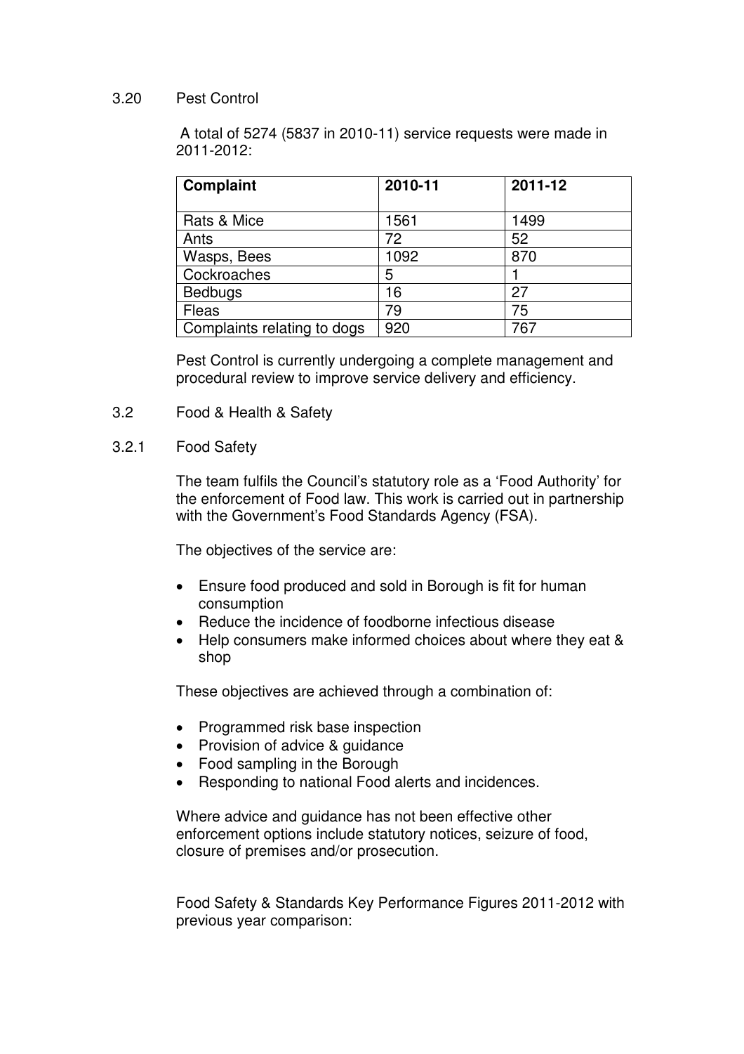### 3.20 Pest Control

A total of 5274 (5837 in 2010-11) service requests were made in 2011-2012:

| Complaint | 2010-11 | 2011-12 |
|---|---|---|
| Rats & Mice | 1561 | 1499 |
| Ants | 72 | 52 |
| Wasps, Bees | 1092 | 870 |
| Cockroaches | 5 | 1 |
| Bedbugs | 16 | 27 |
| Fleas | 79 | 75 |
| Complaints relating to dogs | 920 | 767 |

Pest Control is currently undergoing a complete management and procedural review to improve service delivery and efficiency.

### 3.2 Food & Health & Safety

#### 3.2.1 Food Safety

The team fulfils the Council's statutory role as a 'Food Authority' for the enforcement of Food law. This work is carried out in partnership with the Government's Food Standards Agency (FSA).

The objectives of the service are:

- Ensure food produced and sold in Borough is fit for human consumption
- Reduce the incidence of foodborne infectious disease
- Help consumers make informed choices about where they eat & shop

These objectives are achieved through a combination of:

- Programmed risk base inspection
- Provision of advice & guidance
- Food sampling in the Borough
- Responding to national Food alerts and incidences.

Where advice and guidance has not been effective other enforcement options include statutory notices, seizure of food, closure of premises and/or prosecution.

Food Safety & Standards Key Performance Figures 2011-2012 with previous year comparison: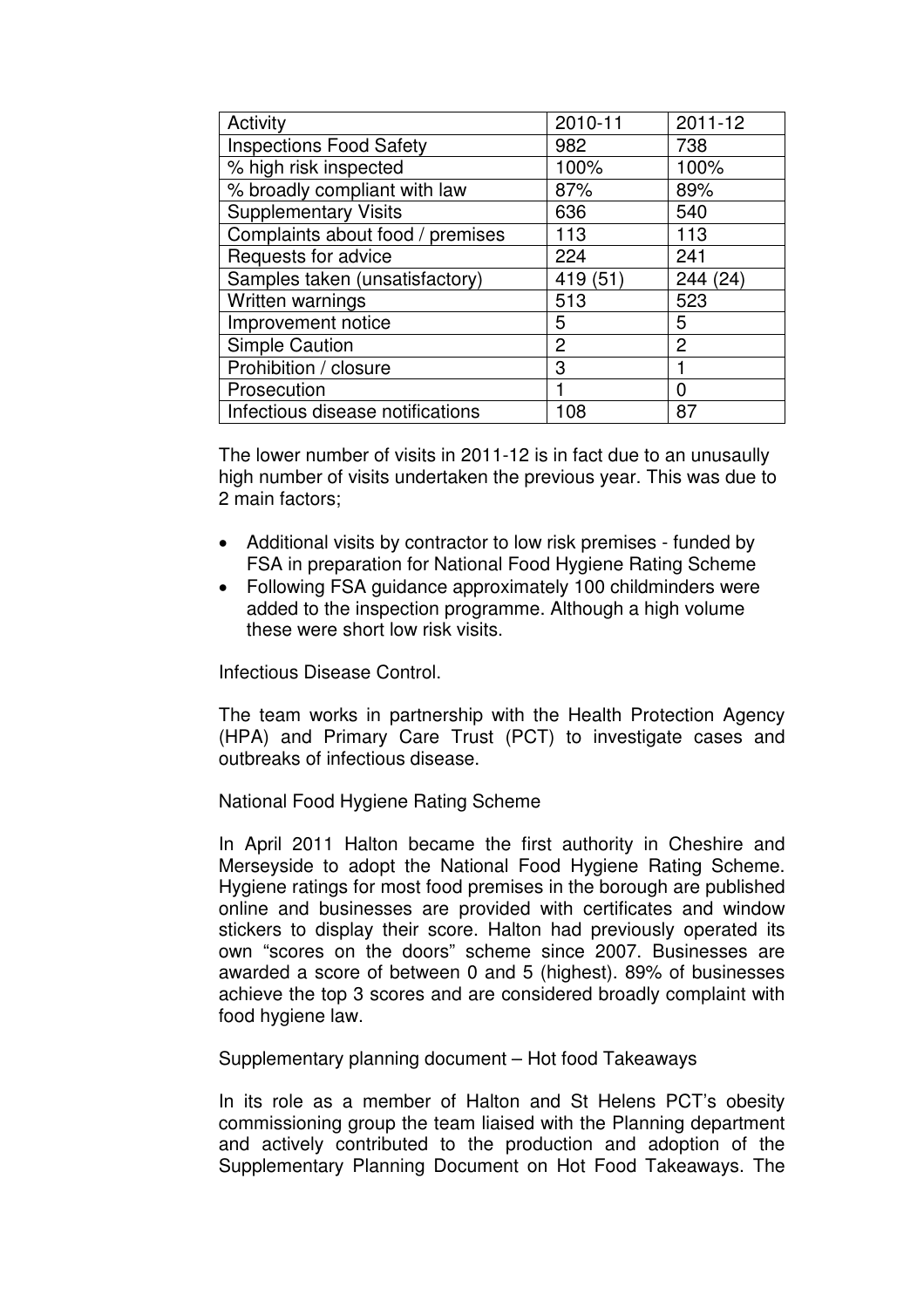| Activity | 2010-11 | 2011-12 |
|---|---|---|
| Inspections Food Safety | 982 | 738 |
| % high risk inspected | 100% | 100% |
| % broadly compliant with law | 87% | 89% |
| Supplementary Visits | 636 | 540 |
| Complaints about food / premises | 113 | 113 |
| Requests for advice | 224 | 241 |
| Samples taken (unsatisfactory) | 419 (51) | 244 (24) |
| Written warnings | 513 | 523 |
| Improvement notice | 5 | 5 |
| Simple Caution | 2 | 2 |
| Prohibition / closure | 3 | 1 |
| Prosecution | 1 | 0 |
| Infectious disease notifications | 108 | 87 |

The lower number of visits in 2011-12 is in fact due to an unusaully high number of visits undertaken the previous year. This was due to 2 main factors;

- Additional visits by contractor to low risk premises - funded by FSA in preparation for National Food Hygiene Rating Scheme
- Following FSA guidance approximately 100 childminders were added to the inspection programme. Although a high volume these were short low risk visits.

Infectious Disease Control.

The team works in partnership with the Health Protection Agency (HPA) and Primary Care Trust (PCT) to investigate cases and outbreaks of infectious disease.

National Food Hygiene Rating Scheme

In April 2011 Halton became the first authority in Cheshire and Merseyside to adopt the National Food Hygiene Rating Scheme. Hygiene ratings for most food premises in the borough are published online and businesses are provided with certificates and window stickers to display their score. Halton had previously operated its own "scores on the doors" scheme since 2007. Businesses are awarded a score of between 0 and 5 (highest). 89% of businesses achieve the top 3 scores and are considered broadly complaint with food hygiene law.

Supplementary planning document – Hot food Takeaways

In its role as a member of Halton and St Helens PCT's obesity commissioning group the team liaised with the Planning department and actively contributed to the production and adoption of the Supplementary Planning Document on Hot Food Takeaways. The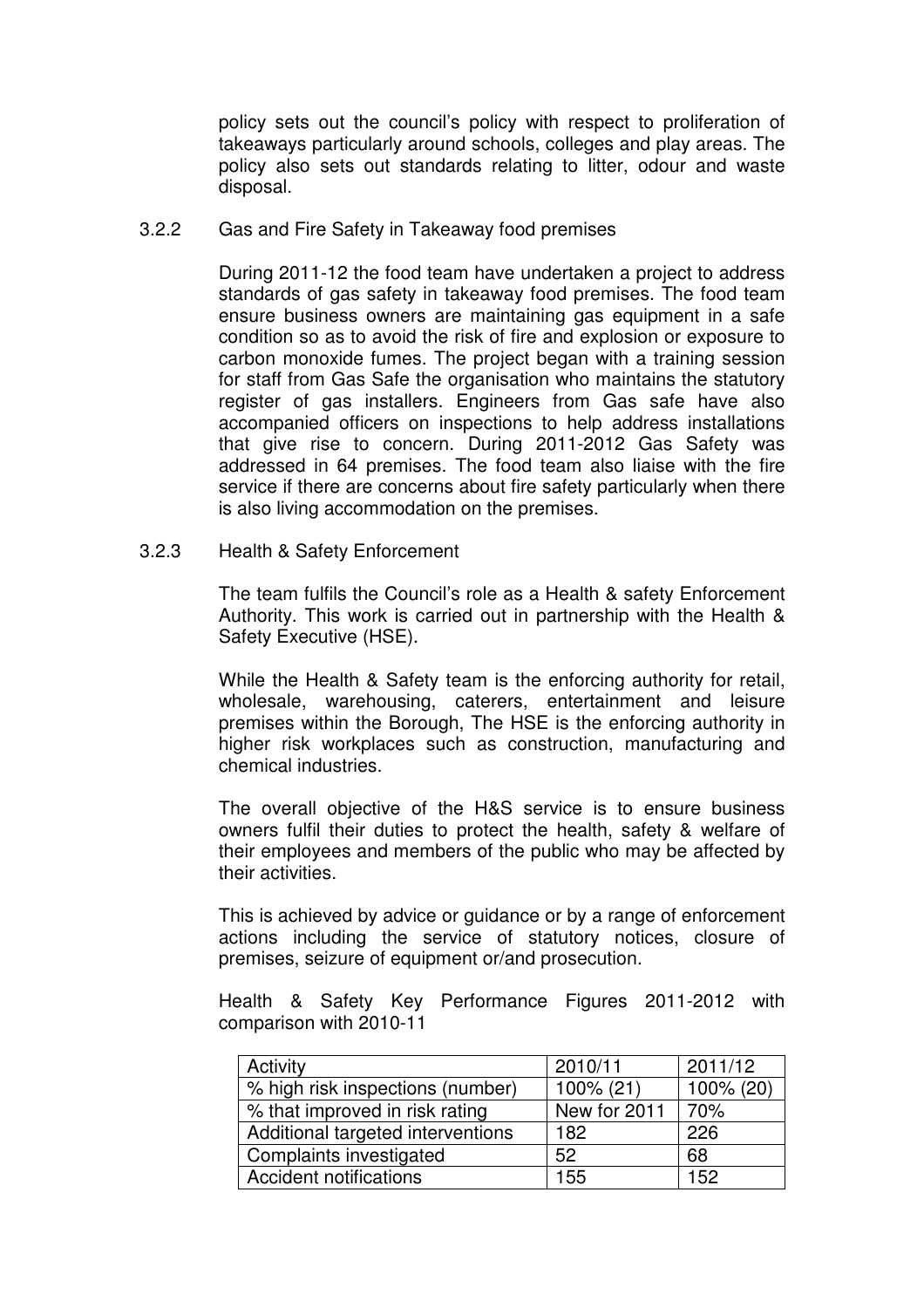policy sets out the council's policy with respect to proliferation of takeaways particularly around schools, colleges and play areas. The policy also sets out standards relating to litter, odour and waste disposal.

3.2.2 Gas and Fire Safety in Takeaway food premises

During 2011-12 the food team have undertaken a project to address standards of gas safety in takeaway food premises. The food team ensure business owners are maintaining gas equipment in a safe condition so as to avoid the risk of fire and explosion or exposure to carbon monoxide fumes. The project began with a training session for staff from Gas Safe the organisation who maintains the statutory register of gas installers. Engineers from Gas safe have also accompanied officers on inspections to help address installations that give rise to concern. During 2011-2012 Gas Safety was addressed in 64 premises. The food team also liaise with the fire service if there are concerns about fire safety particularly when there is also living accommodation on the premises.

3.2.3 Health & Safety Enforcement

The team fulfils the Council's role as a Health & safety Enforcement Authority. This work is carried out in partnership with the Health & Safety Executive (HSE).

While the Health & Safety team is the enforcing authority for retail, wholesale, warehousing, caterers, entertainment and leisure premises within the Borough, The HSE is the enforcing authority in higher risk workplaces such as construction, manufacturing and chemical industries.

The overall objective of the H&S service is to ensure business owners fulfil their duties to protect the health, safety & welfare of their employees and members of the public who may be affected by their activities.

This is achieved by advice or guidance or by a range of enforcement actions including the service of statutory notices, closure of premises, seizure of equipment or/and prosecution.

Health & Safety Key Performance Figures 2011-2012 with comparison with 2010-11

| Activity | 2010/11 | 2011/12 |
|---|---|---|
| % high risk inspections (number) | 100% (21) | 100% (20) |
| % that improved in risk rating | New for 2011 | 70% |
| Additional targeted interventions | 182 | 226 |
| Complaints investigated | 52 | 68 |
| Accident notifications | 155 | 152 |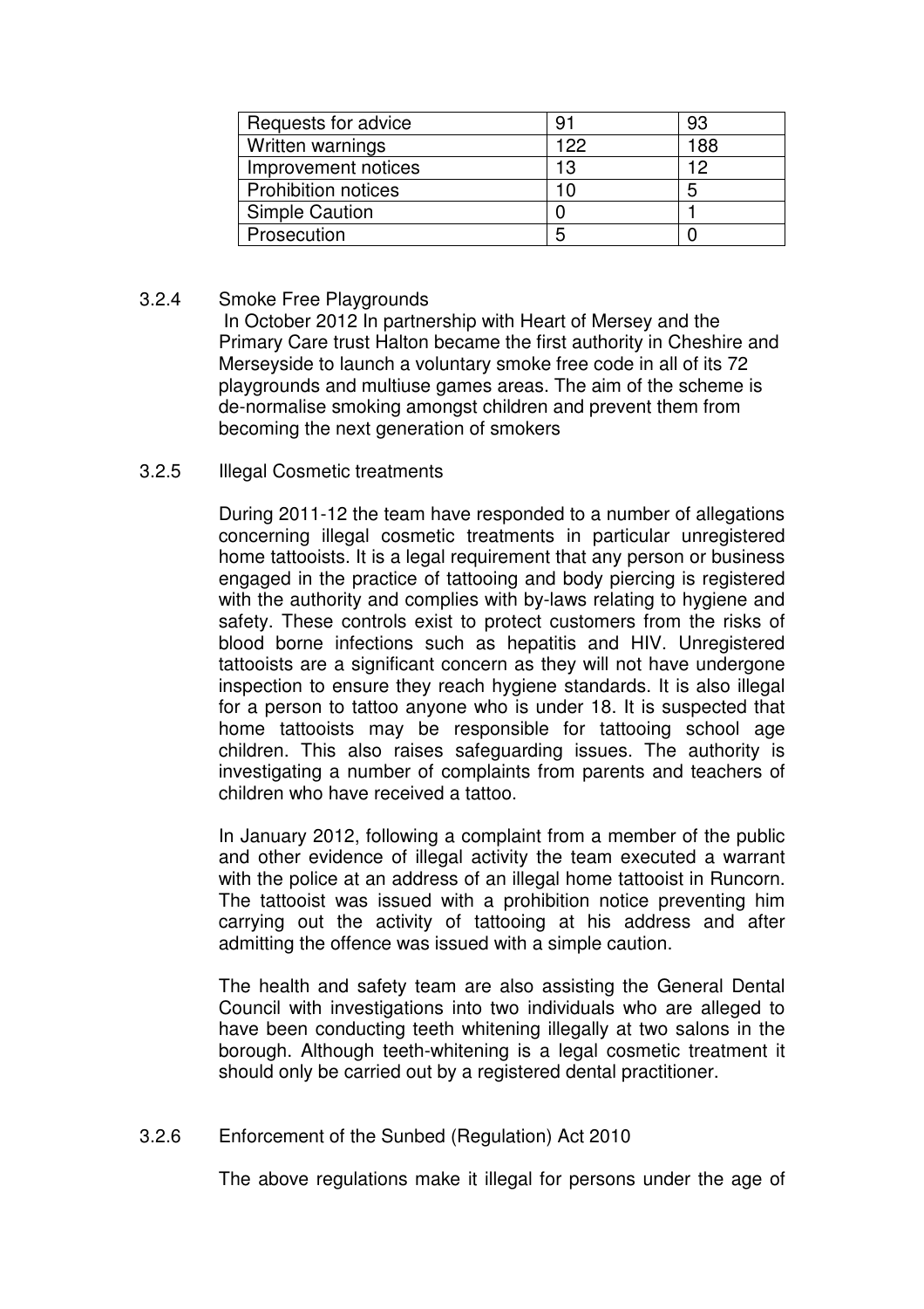| Requests for advice | 91 | 93 |
|---|---|---|
| Written warnings | 122 | 188 |
| Improvement notices | 13 | 12 |
| Prohibition notices | 10 | 5 |
| Simple Caution | 0 | 1 |
| Prosecution | 5 | 0 |

3.2.4 Smoke Free Playgrounds

In October 2012 In partnership with Heart of Mersey and the Primary Care trust Halton became the first authority in Cheshire and Merseyside to launch a voluntary smoke free code in all of its 72 playgrounds and multiuse games areas. The aim of the scheme is de-normalise smoking amongst children and prevent them from becoming the next generation of smokers

3.2.5 Illegal Cosmetic treatments

During 2011-12 the team have responded to a number of allegations concerning illegal cosmetic treatments in particular unregistered home tattooists. It is a legal requirement that any person or business engaged in the practice of tattooing and body piercing is registered with the authority and complies with by-laws relating to hygiene and safety. These controls exist to protect customers from the risks of blood borne infections such as hepatitis and HIV. Unregistered tattooists are a significant concern as they will not have undergone inspection to ensure they reach hygiene standards. It is also illegal for a person to tattoo anyone who is under 18. It is suspected that home tattooists may be responsible for tattooing school age children. This also raises safeguarding issues. The authority is investigating a number of complaints from parents and teachers of children who have received a tattoo.

In January 2012, following a complaint from a member of the public and other evidence of illegal activity the team executed a warrant with the police at an address of an illegal home tattooist in Runcorn. The tattooist was issued with a prohibition notice preventing him carrying out the activity of tattooing at his address and after admitting the offence was issued with a simple caution.

The health and safety team are also assisting the General Dental Council with investigations into two individuals who are alleged to have been conducting teeth whitening illegally at two salons in the borough. Although teeth-whitening is a legal cosmetic treatment it should only be carried out by a registered dental practitioner.

3.2.6 Enforcement of the Sunbed (Regulation) Act 2010

The above regulations make it illegal for persons under the age of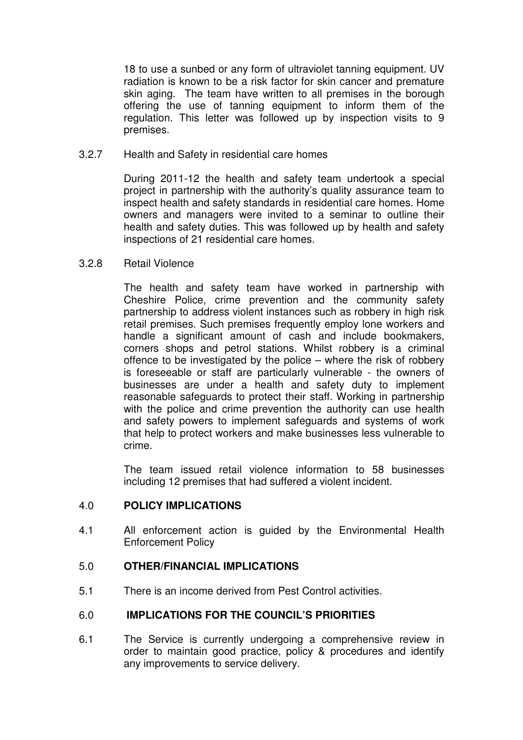18 to use a sunbed or any form of ultraviolet tanning equipment. UV radiation is known to be a risk factor for skin cancer and premature skin aging. The team have written to all premises in the borough offering the use of tanning equipment to inform them of the regulation. This letter was followed up by inspection visits to 9 premises.

3.2.7 Health and Safety in residential care homes

During 2011-12 the health and safety team undertook a special project in partnership with the authority's quality assurance team to inspect health and safety standards in residential care homes. Home owners and managers were invited to a seminar to outline their health and safety duties. This was followed up by health and safety inspections of 21 residential care homes.

3.2.8 Retail Violence

The health and safety team have worked in partnership with Cheshire Police, crime prevention and the community safety partnership to address violent instances such as robbery in high risk retail premises. Such premises frequently employ lone workers and handle a significant amount of cash and include bookmakers, corners shops and petrol stations. Whilst robbery is a criminal offence to be investigated by the police – where the risk of robbery is foreseeable or staff are particularly vulnerable - the owners of businesses are under a health and safety duty to implement reasonable safeguards to protect their staff. Working in partnership with the police and crime prevention the authority can use health and safety powers to implement safeguards and systems of work that help to protect workers and make businesses less vulnerable to crime.

The team issued retail violence information to 58 businesses including 12 premises that had suffered a violent incident.

## 4.0 POLICY IMPLICATIONS

4.1 All enforcement action is guided by the Environmental Health Enforcement Policy

## 5.0 OTHER/FINANCIAL IMPLICATIONS

5.1 There is an income derived from Pest Control activities.

## 6.0 IMPLICATIONS FOR THE COUNCIL'S PRIORITIES

6.1 The Service is currently undergoing a comprehensive review in order to maintain good practice, policy & procedures and identify any improvements to service delivery.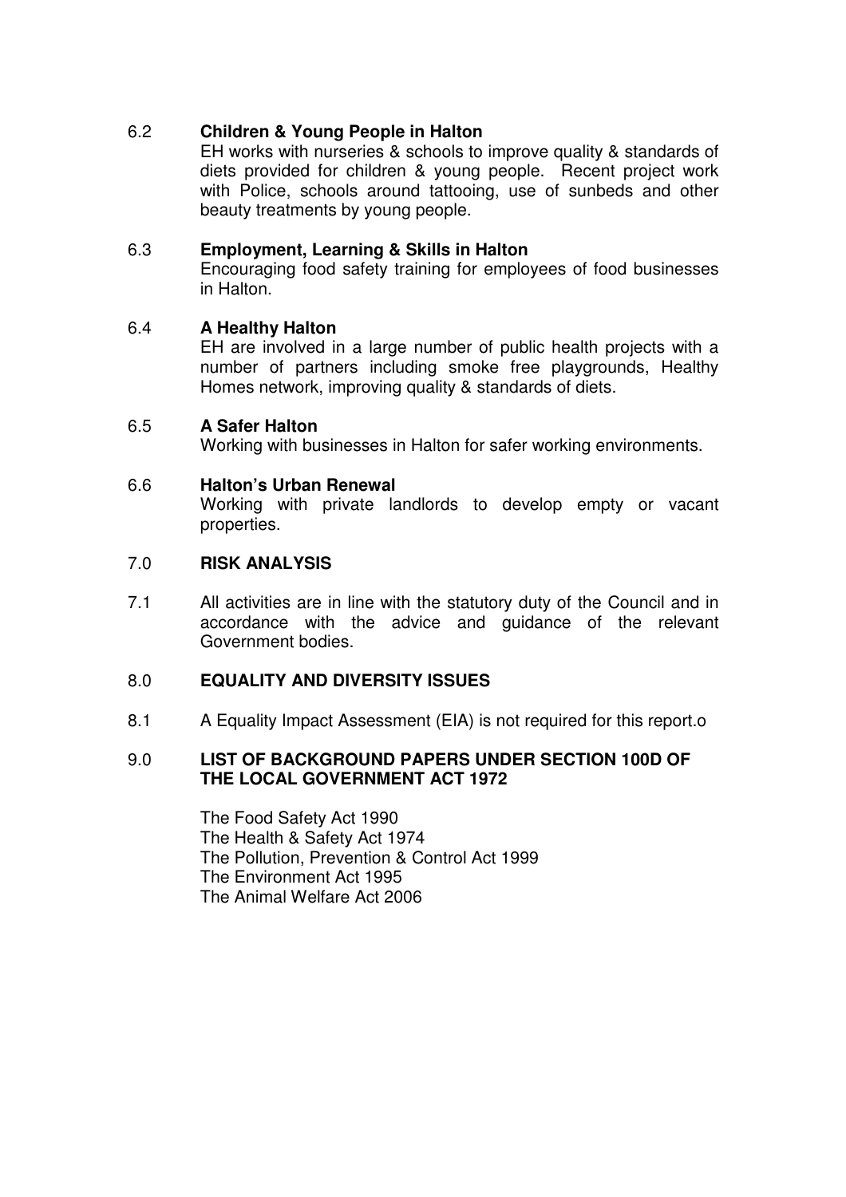### 6.2 **Children & Young People in Halton**

EH works with nurseries & schools to improve quality & standards of diets provided for children & young people. Recent project work with Police, schools around tattooing, use of sunbeds and other beauty treatments by young people.

### 6.3 **Employment, Learning & Skills in Halton**

Encouraging food safety training for employees of food businesses in Halton.

### 6.4 **A Healthy Halton**

EH are involved in a large number of public health projects with a number of partners including smoke free playgrounds, Healthy Homes network, improving quality & standards of diets.

### 6.5 **A Safer Halton**

Working with businesses in Halton for safer working environments.

### 6.6 **Halton's Urban Renewal**

Working with private landlords to develop empty or vacant properties.

## 7.0 **RISK ANALYSIS**

7.1 All activities are in line with the statutory duty of the Council and in accordance with the advice and guidance of the relevant Government bodies.

## 8.0 **EQUALITY AND DIVERSITY ISSUES**

8.1 A Equality Impact Assessment (EIA) is not required for this report.o

## 9.0 **LIST OF BACKGROUND PAPERS UNDER SECTION 100D OF THE LOCAL GOVERNMENT ACT 1972**

The Food Safety Act 1990
The Health & Safety Act 1974
The Pollution, Prevention & Control Act 1999
The Environment Act 1995
The Animal Welfare Act 2006